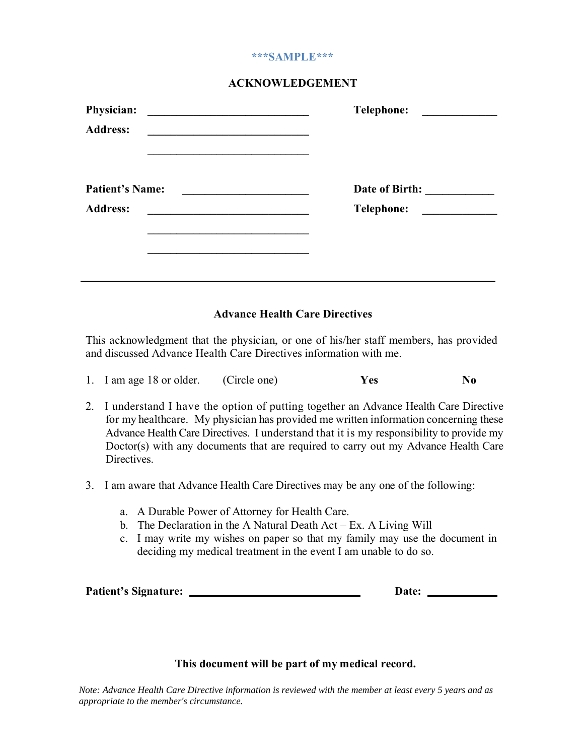***SAMPLE***

## ACKNOWLEDGEMENT

**Physician:** ______________________________ **Telephone:** _____________

**Address:** ______________________________

______________________________

**Patient's Name:** ______________________ **Date of Birth:** ____________

**Address:** ______________________________ **Telephone:** _____________

______________________________

______________________________

---

### Advance Health Care Directives

This acknowledgment that the physician, or one of his/her staff members, has provided and discussed Advance Health Care Directives information with me.

1. I am age 18 or older. (Circle one) **Yes** **No**
2. I understand I have the option of putting together an Advance Health Care Directive for my healthcare. My physician has provided me written information concerning these Advance Health Care Directives. I understand that it is my responsibility to provide my Doctor(s) with any documents that are required to carry out my Advance Health Care Directives.
3. I am aware that Advance Health Care Directives may be any one of the following:
   a. A Durable Power of Attorney for Health Care.
   b. The Declaration in the A Natural Death Act – Ex. A Living Will
   c. I may write my wishes on paper so that my family may use the document in deciding my medical treatment in the event I am unable to do so.

**Patient's Signature:** ______________________________ **Date:** ____________

**This document will be part of my medical record.**

*Note: Advance Health Care Directive information is reviewed with the member at least every 5 years and as appropriate to the member's circumstance.*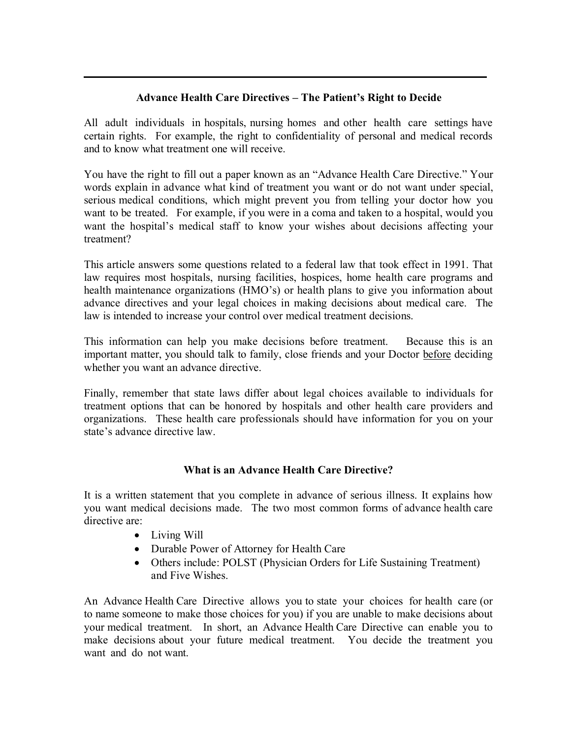## Advance Health Care Directives – The Patient's Right to Decide

All adult individuals in hospitals, nursing homes and other health care settings have certain rights. For example, the right to confidentiality of personal and medical records and to know what treatment one will receive.

You have the right to fill out a paper known as an "Advance Health Care Directive." Your words explain in advance what kind of treatment you want or do not want under special, serious medical conditions, which might prevent you from telling your doctor how you want to be treated. For example, if you were in a coma and taken to a hospital, would you want the hospital's medical staff to know your wishes about decisions affecting your treatment?

This article answers some questions related to a federal law that took effect in 1991. That law requires most hospitals, nursing facilities, hospices, home health care programs and health maintenance organizations (HMO's) or health plans to give you information about advance directives and your legal choices in making decisions about medical care. The law is intended to increase your control over medical treatment decisions.

This information can help you make decisions before treatment. Because this is an important matter, you should talk to family, close friends and your Doctor <u>before</u> deciding whether you want an advance directive.

Finally, remember that state laws differ about legal choices available to individuals for treatment options that can be honored by hospitals and other health care providers and organizations. These health care professionals should have information for you on your state's advance directive law.

## What is an Advance Health Care Directive?

It is a written statement that you complete in advance of serious illness. It explains how you want medical decisions made. The two most common forms of advance health care directive are:

- Living Will
- Durable Power of Attorney for Health Care
- Others include: POLST (Physician Orders for Life Sustaining Treatment) and Five Wishes.

An Advance Health Care Directive allows you to state your choices for health care (or to name someone to make those choices for you) if you are unable to make decisions about your medical treatment. In short, an Advance Health Care Directive can enable you to make decisions about your future medical treatment. You decide the treatment you want and do not want.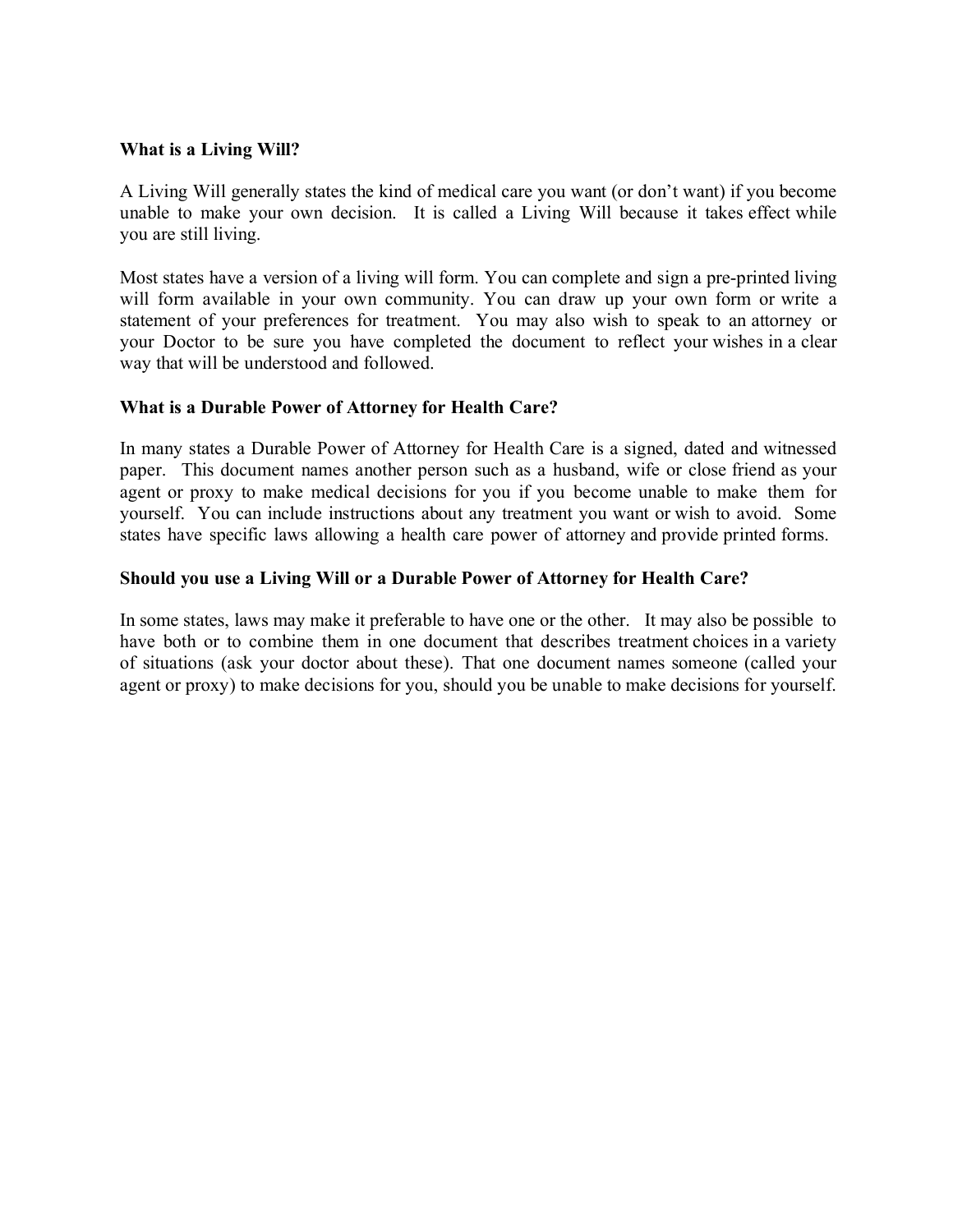**What is a Living Will?**

A Living Will generally states the kind of medical care you want (or don't want) if you become unable to make your own decision. It is called a Living Will because it takes effect while you are still living.

Most states have a version of a living will form. You can complete and sign a pre-printed living will form available in your own community. You can draw up your own form or write a statement of your preferences for treatment. You may also wish to speak to an attorney or your Doctor to be sure you have completed the document to reflect your wishes in a clear way that will be understood and followed.

**What is a Durable Power of Attorney for Health Care?**

In many states a Durable Power of Attorney for Health Care is a signed, dated and witnessed paper. This document names another person such as a husband, wife or close friend as your agent or proxy to make medical decisions for you if you become unable to make them for yourself. You can include instructions about any treatment you want or wish to avoid. Some states have specific laws allowing a health care power of attorney and provide printed forms.

**Should you use a Living Will or a Durable Power of Attorney for Health Care?**

In some states, laws may make it preferable to have one or the other. It may also be possible to have both or to combine them in one document that describes treatment choices in a variety of situations (ask your doctor about these). That one document names someone (called your agent or proxy) to make decisions for you, should you be unable to make decisions for yourself.